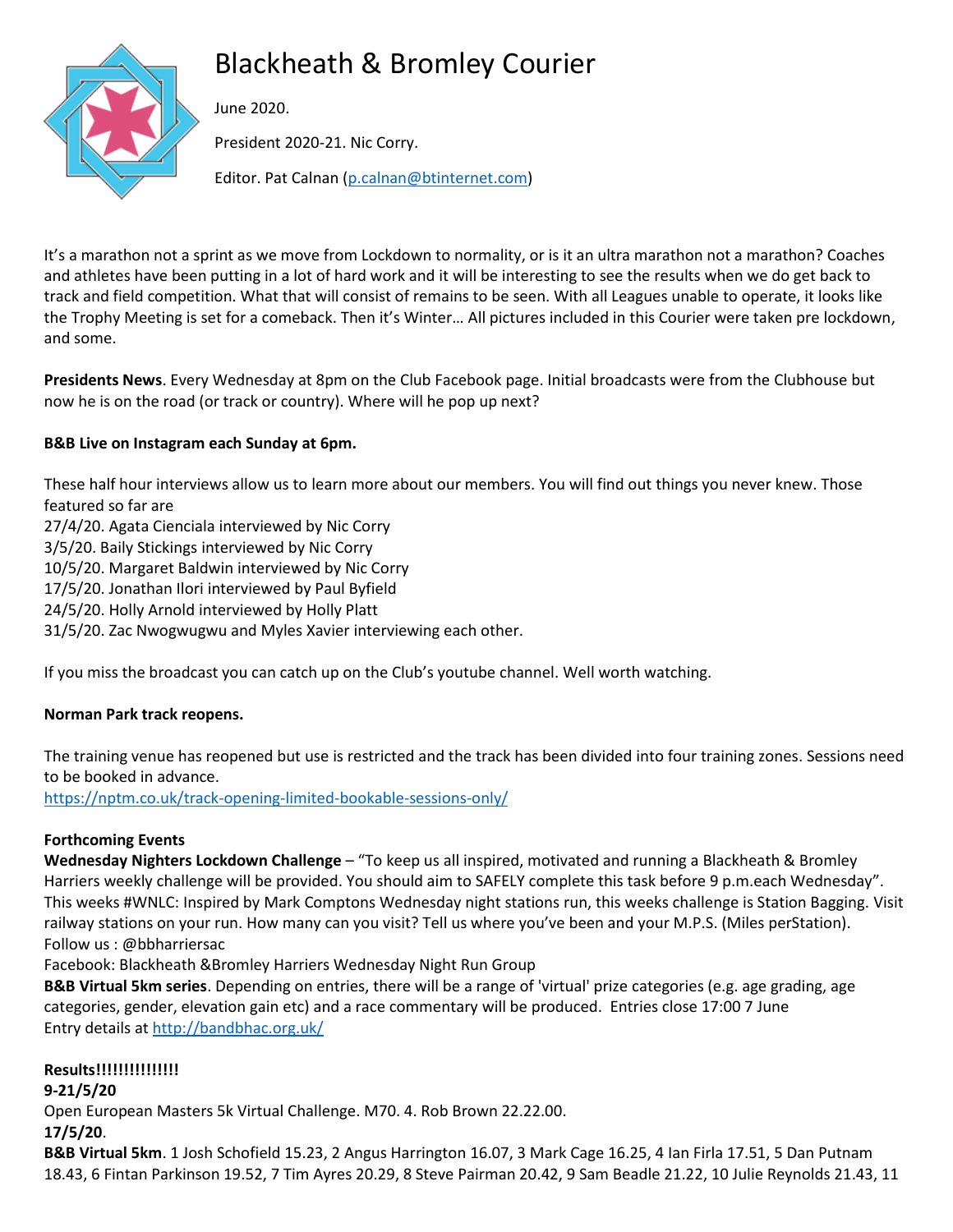# Blackheath & Bromley Courier

June 2020.

President 2020-21. Nic Corry.

Editor. Pat Calnan (p.calnan@btinternet.com)

It's a marathon not a sprint as we move from Lockdown to normality, or is it an ultra marathon not a marathon? Coaches and athletes have been putting in a lot of hard work and it will be interesting to see the results when we do get back to track and field competition. What that will consist of remains to be seen. With all Leagues unable to operate, it looks like the Trophy Meeting is set for a comeback. Then it's Winter… All pictures included in this Courier were taken pre lockdown, and some.

**Presidents News**. Every Wednesday at 8pm on the Club Facebook page. Initial broadcasts were from the Clubhouse but now he is on the road (or track or country). Where will he pop up next?

**B&B Live on Instagram each Sunday at 6pm.**

These half hour interviews allow us to learn more about our members. You will find out things you never knew. Those featured so far are
27/4/20. Agata Cienciala interviewed by Nic Corry
3/5/20. Baily Stickings interviewed by Nic Corry
10/5/20. Margaret Baldwin interviewed by Nic Corry
17/5/20. Jonathan Ilori interviewed by Paul Byfield
24/5/20. Holly Arnold interviewed by Holly Platt
31/5/20. Zac Nwogwugwu and Myles Xavier interviewing each other.

If you miss the broadcast you can catch up on the Club's youtube channel. Well worth watching.

**Norman Park track reopens.**

The training venue has reopened but use is restricted and the track has been divided into four training zones. Sessions need to be booked in advance.
https://nptm.co.uk/track-opening-limited-bookable-sessions-only/

**Forthcoming Events**
**Wednesday Nighters Lockdown Challenge** – "To keep us all inspired, motivated and running a Blackheath & Bromley Harriers weekly challenge will be provided. You should aim to SAFELY complete this task before 9 p.m.each Wednesday". This weeks #WNLC: Inspired by Mark Comptons Wednesday night stations run, this weeks challenge is Station Bagging. Visit railway stations on your run. How many can you visit? Tell us where you've been and your M.P.S. (Miles perStation).
Follow us : @bbharriersac
Facebook: Blackheath &Bromley Harriers Wednesday Night Run Group
**B&B Virtual 5km series**. Depending on entries, there will be a range of 'virtual' prize categories (e.g. age grading, age categories, gender, elevation gain etc) and a race commentary will be produced. Entries close 17:00 7 June
Entry details at http://bandbhac.org.uk/

**Results!!!!!!!!!!!!!!!**
**9-21/5/20**
Open European Masters 5k Virtual Challenge. M70. 4. Rob Brown 22.22.00.
**17/5/20**.
**B&B Virtual 5km**. 1 Josh Schofield 15.23, 2 Angus Harrington 16.07, 3 Mark Cage 16.25, 4 Ian Firla 17.51, 5 Dan Putnam 18.43, 6 Fintan Parkinson 19.52, 7 Tim Ayres 20.29, 8 Steve Pairman 20.42, 9 Sam Beadle 21.22, 10 Julie Reynolds 21.43, 11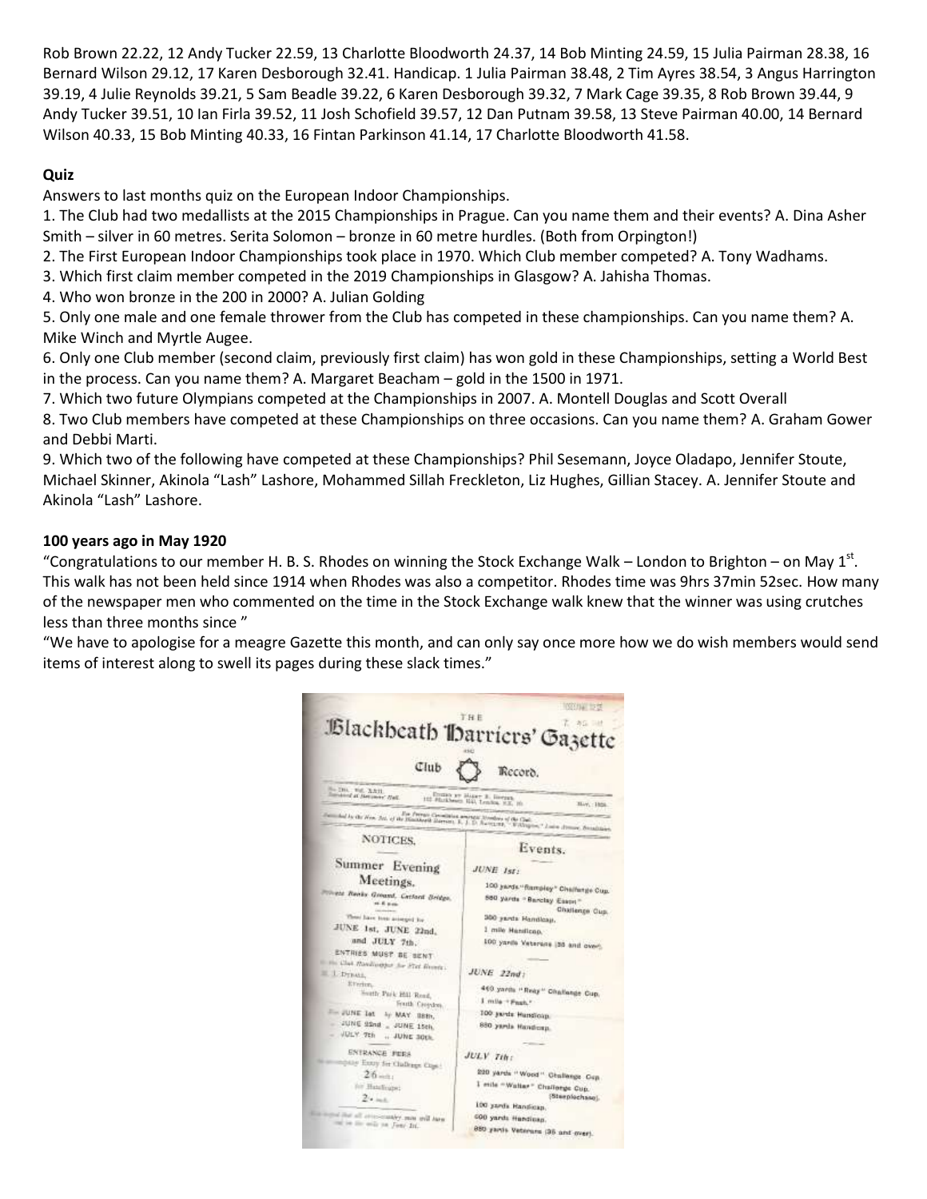Rob Brown 22.22, 12 Andy Tucker 22.59, 13 Charlotte Bloodworth 24.37, 14 Bob Minting 24.59, 15 Julia Pairman 28.38, 16 Bernard Wilson 29.12, 17 Karen Desborough 32.41. Handicap. 1 Julia Pairman 38.48, 2 Tim Ayres 38.54, 3 Angus Harrington 39.19, 4 Julie Reynolds 39.21, 5 Sam Beadle 39.22, 6 Karen Desborough 39.32, 7 Mark Cage 39.35, 8 Rob Brown 39.44, 9 Andy Tucker 39.51, 10 Ian Firla 39.52, 11 Josh Schofield 39.57, 12 Dan Putnam 39.58, 13 Steve Pairman 40.00, 14 Bernard Wilson 40.33, 15 Bob Minting 40.33, 16 Fintan Parkinson 41.14, 17 Charlotte Bloodworth 41.58.

**Quiz**

Answers to last months quiz on the European Indoor Championships.

1. The Club had two medallists at the 2015 Championships in Prague. Can you name them and their events? A. Dina Asher Smith – silver in 60 metres. Serita Solomon – bronze in 60 metre hurdles. (Both from Orpington!)
2. The First European Indoor Championships took place in 1970. Which Club member competed? A. Tony Wadhams.
3. Which first claim member competed in the 2019 Championships in Glasgow? A. Jahisha Thomas.
4. Who won bronze in the 200 in 2000? A. Julian Golding
5. Only one male and one female thrower from the Club has competed in these championships. Can you name them? A. Mike Winch and Myrtle Augee.
6. Only one Club member (second claim, previously first claim) has won gold in these Championships, setting a World Best in the process. Can you name them? A. Margaret Beacham – gold in the 1500 in 1971.
7. Which two future Olympians competed at the Championships in 2007. A. Montell Douglas and Scott Overall
8. Two Club members have competed at these Championships on three occasions. Can you name them? A. Graham Gower and Debbi Marti.
9. Which two of the following have competed at these Championships? Phil Sesemann, Joyce Oladapo, Jennifer Stoute, Michael Skinner, Akinola "Lash" Lashore, Mohammed Sillah Freckleton, Liz Hughes, Gillian Stacey. A. Jennifer Stoute and Akinola "Lash" Lashore.

**100 years ago in May 1920**

"Congratulations to our member H. B. S. Rhodes on winning the Stock Exchange Walk – London to Brighton – on May 1st. This walk has not been held since 1914 when Rhodes was also a competitor. Rhodes time was 9hrs 37min 52sec. How many of the newspaper men who commented on the time in the Stock Exchange walk knew that the winner was using crutches less than three months since "

"We have to apologise for a meagre Gazette this month, and can only say once more how we do wish members would send items of interest along to swell its pages during these slack times."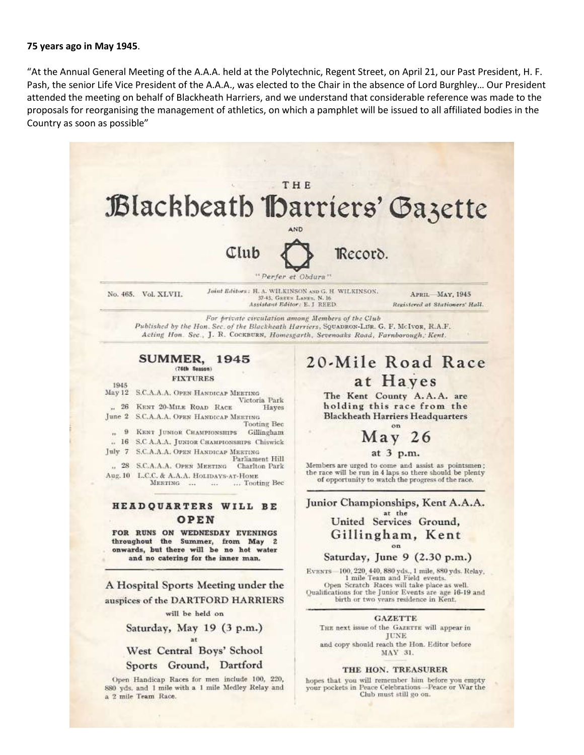**75 years ago in May 1945**.

"At the Annual General Meeting of the A.A.A. held at the Polytechnic, Regent Street, on April 21, our Past President, H. F. Pash, the senior Life Vice President of the A.A.A., was elected to the Chair in the absence of Lord Burghley… Our President attended the meeting on behalf of Blackheath Harriers, and we understand that considerable reference was made to the proposals for reorganising the management of athletics, on which a pamphlet will be issued to all affiliated bodies in the Country as soon as possible"

# THE Blackheath Harriers' Gazette AND Club Record.

*"Perfer et Obdura"*

No. 465. Vol. XLVII. — *Joint Editors:* H. A. WILKINSON AND G. H. WILKINSON, 37-43, Green Lanes, N. 16. *Assistant Editor:* E. J. REED — APRIL—MAY, 1945 — *Registered at Stationers' Hall.*

*For private circulation among Members of the Club*
*Published by the Hon. Sec. of the Blackheath Harriers, Squadron-Ldr. G. F. McIvor, R.A.F.*
*Acting Hon. Sec., J. R. Cockburn, Homesgarth, Sevenoaks Road, Farnborough, Kent.*

## SUMMER, 1945

(76th Season)

### FIXTURES

| 1945 | | |
|---|---|---|
| May 12 | S.C.A.A.A. Open Handicap Meeting | Victoria Park |
| ,, 26 | Kent 20-Mile Road Race | Hayes |
| June 2 | S.C.A.A.A. Open Handicap Meeting | Tooting Bec |
| ,, 9 | Kent Junior Championships | Gillingham |
| ,, 16 | S.C.A.A.A. Junior Championships | Chiswick |
| July 7 | S.C.A.A.A. Open Handicap Meeting | Parliament Hill |
| ,, 28 | S.C.A.A.A. Open Meeting | Charlton Park |
| Aug. 10 | L.C.C. & A.A.A. Holidays-at-Home Meeting ... ... | ... Tooting Bec |

## HEADQUARTERS WILL BE OPEN

**FOR RUNS ON WEDNESDAY EVENINGS throughout the Summer, from May 2 onwards, but there will be no hot water and no catering for the inner man.**

## A Hospital Sports Meeting under the auspices of the DARTFORD HARRIERS

will be held on

Saturday, May 19 (3 p.m.)

at

West Central Boys' School Sports Ground, Dartford

Open Handicap Races for men include 100, 220, 880 yds. and 1 mile with a 1 mile Medley Relay and a 2 mile Team Race.

## 20-Mile Road Race at Hayes

**The Kent County A.A.A. are holding this race from the Blackheath Harriers Headquarters**

on

## May 26

at 3 p.m.

Members are urged to come and assist as pointsmen; the race will be run in 4 laps so there should be plenty of opportunity to watch the progress of the race.

## Junior Championships, Kent A.A.A.

at the

United Services Ground, Gillingham, Kent

on

Saturday, June 9 (2.30 p.m.)

Events—100, 220, 440, 880 yds., 1 mile, 880 yds. Relay, 1 mile Team and Field events.
Open Scratch Races will take place as well.
Qualifications for the Junior Events are age 16-19 and birth or two years residence in Kent.

### GAZETTE

The next issue of the Gazette will appear in JUNE and copy should reach the Hon. Editor before MAY 31.

### THE HON. TREASURER

hopes that you will remember him before you empty your pockets in Peace Celebrations—Peace or War the Club must still go on.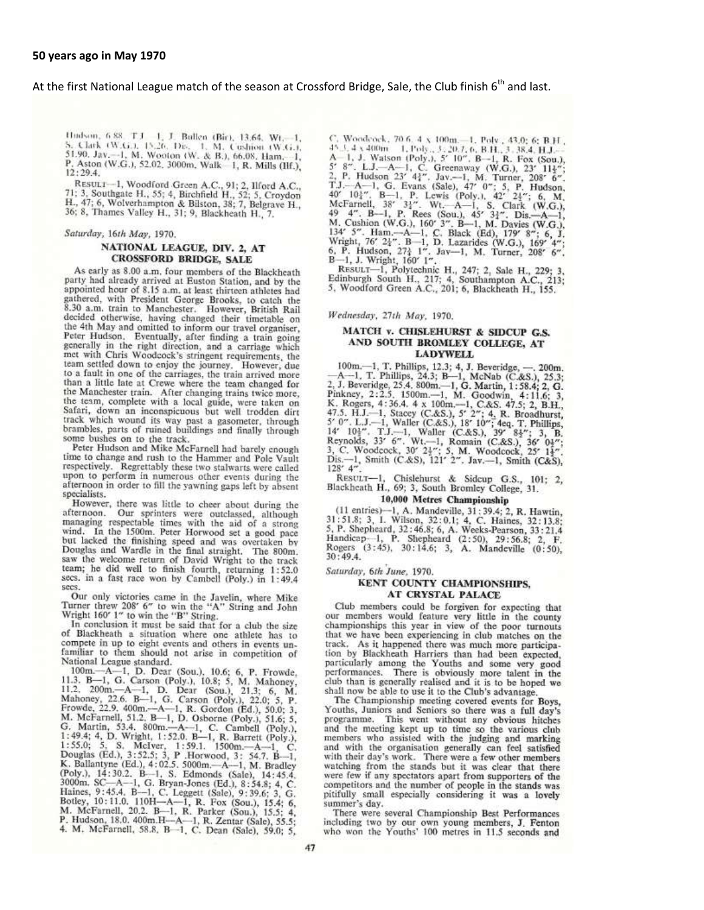**50 years ago in May 1970**

At the first National League match of the season at Crossford Bridge, Sale, the Club finish 6th and last.

Hudson, 6.88. T.J.—1, J. Bullen (Bir), 13.64. Wt.—1, S. Clark (W.G.), 15.26. Dis.—1, M. Cushion (W.G.), 51.90. Jav.—1, M. Wooton (W. & B.), 66.08. Ham.—1, P. Aston (W.G.), 52.02. 3000m. Walk—1, R. Mills (Ilf.), 12:29.4.

RESULT—1, Woodford Green A.C., 91; 2, Ilford A.C., 71; 3, Southgate H., 55; 4, Birchfield H., 52; 5, Croydon H., 47; 6, Wolverhampton & Bilston, 38; 7, Belgrave H., 36; 8, Thames Valley H., 31; 9, Blackheath H., 7.

*Saturday, 16th May, 1970.*

### NATIONAL LEAGUE, DIV. 2, AT CROSSFORD BRIDGE, SALE

As early as 8.00 a.m. four members of the Blackheath party had already arrived at Euston Station, and by the appointed hour of 8.15 a.m. at least thirteen athletes had gathered, with President George Brooks, to catch the 8.30 a.m. train to Manchester. However, British Rail decided otherwise, having changed their timetable on the 4th May and omitted to inform our travel organiser, Peter Hudson. Eventually, after finding a train going generally in the right direction, and a carriage which met with Chris Woodcock's stringent requirements, the team settled down to enjoy the journey. However, due to a fault in one of the carriages, the train arrived more than a little late at Crewe where the team changed for the Manchester train. After changing trains twice more, the team, complete with a local guide, were taken on Safari, down an inconspicuous but well trodden dirt track which wound its way past a gasometer, through brambles, parts of ruined buildings and finally through some bushes on to the track.

Peter Hudson and Mike McFarnell had barely enough time to change and rush to the Hammer and Pole Vault respectively. Regrettably these two stalwarts were called upon to perform in numerous other events during the afternoon in order to fill the yawning gaps left by absent specialists.

However, there was little to cheer about during the afternoon. Our sprinters were outclassed, although managing respectable times with the aid of a strong wind. In the 1500m. Peter Horwood set a good pace but lacked the finishing speed and was overtaken by Douglas and Wardle in the final straight. The 800m. saw the welcome return of David Wright to the track team; he did well to finish fourth, returning 1:52.0 secs. in a fast race won by Cambell (Poly.) in 1:49.4 secs.

Our only victories came in the Javelin, where Mike Turner threw 208′ 6″ to win the "A" String and John Wright 160′ 1″ to win the "B" String.

In conclusion it must be said that for a club the size of Blackheath a situation where one athlete has to compete in up to eight events and others in events unfamiliar to them should not arise in competition of National League standard.

100m.—A—1, D. Dear (Sou.), 10.6; 6, P. Frowde, 11.3. B—1, G. Carson (Poly.), 10.8; 5, M. Mahoney, 11.2. 200m.—A—1, D. Dear (Sou.), 21.3; 6, M. Mahoney, 22.6. B—1, G. Carson (Poly.), 22.0; 5, P. Frowde, 22.9. 400m.—A—1, R. Gordon (Ed.), 50.0; 3, M. McFarnell, 51.2. B—1, D. Osborne (Poly.), 51.6; 5, G. Martin, 53.4. 800m.—A—1, C. Cambell (Poly.), 1:49.4; 4, D. Wright, 1:52.0. B—1, R. Barrett (Poly.), 1:55.0; 5, S. McIver, 1:59.1. 1500m.—A—1, C. Douglas (Ed.), 3:52.5; 3, P. Horwood, 3:54.7. B—1, K. Ballantyne (Ed.), 4:02.5. 5000m.—A—1, M. Bradley (Poly.), 14:30.2. B—1, S. Edmonds (Sale), 14:45.4. 3000m. SC—A—1, G. Bryan-Jones (Ed.), 8:54.8; 4, C. Haines, 9:45.4. B—1, C. Leggett (Sale), 9:39.6; 3, G. Botley, 10:11.0. 110H—A—1, R. Fox (Sou.), 15.4; 6, M. McFarnell, 20.2. B—1, R. Parker (Sou.), 15.5; 4, P. Hudson, 18.0. 400m.H—A—1, R. Zentar (Sale), 55.5; 4. M. McFarnell, 58.8. B—1, C. Dean (Sale), 59.0; 5, C. Woodcock, 70.6. 4 x 100m.—1, Poly., 43.0; 6, B.H., 45.3. 4 x 400m.—1, Poly., 3:20.7; 6, B.H., 3:38.4. H.J.—A—1, J. Watson (Poly.), 5′ 10″. B—1, R. Fox (Sou.), 5′ 8″. L.J.—A—1, C. Greenaway (W.G.), 23′ 11½″; 2, P. Hudson 23′ 4¾″. Jav.—1, M. Turner, 208′ 6″. T.J.—A—1, G. Evans (Sale), 47′ 0″; 5, P. Hudson, 40′ 10½″. B—1, P. Lewis (Poly.), 42′ 2¼″; 6, M. McFarnell, 38′ 3½″. Wt.—A—1, S. Clark (W.G.), 49′ 4″. B—1, P. Rees (Sou.), 45′ 3½″. Dis.—A—1, M. Cushion (W.G.), 160′ 3″. B—1, M. Davies (W.G.), 134′ 5″. Ham.—A—1, C. Black (Ed), 179′ 8″; 6, J. Wright, 76′ 2½″. B—1, D. Lazarides (W.G.), 169′ 4″; 6, P. Hudson, 27½ 1″. Jav—1, M. Turner, 208′ 6″. B—1, J. Wright, 160′ 1″.

RESULT—1, Polytechnic H., 247; 2, Sale H., 229; 3, Edinburgh South H., 217; 4, Southampton A.C., 213; 5, Woodford Green A.C., 201; 6, Blackheath H., 155.

*Wednesday, 27th May, 1970.*

### MATCH v. CHISLEHURST & SIDCUP G.S. AND SOUTH BROMLEY COLLEGE, AT LADYWELL

100m.—1, T. Phillips, 12.3; 4, J. Beveridge, —. 200m.—A—1, T. Phillips, 24.3; B—1, McNab (C.&S.), 25.3; 2, J. Beveridge, 25.4. 800m.—1, G. Martin, 1:58.4; 2, G. Pinkney, 2:2.5. 1500m.—1, M. Goodwin, 4:11.6; 3, K. Rogers, 4:36.4. 4 x 100m.—1, C.&S. 47.5; 2, B.H., 47.5. H.J.—1, Stacey (C.&S.), 5′ 2″; 4, R. Broadhurst, 5′ 0″. L.J.—1, Waller (C.&S.), 18′ 10″; 4eq. T. Phillips, 14′ 10½″. T.J.—1, Waller (C.&S.), 39′ 8¼″; 3, B. Reynolds, 33′ 6″. Wt.—1, Romain (C.&S.), 36′ 0¼″; 3, C. Woodcock, 30′ 2½″; 5, M. Woodcock, 25′ 1½″. Dis.—1, Smith (C.&S), 121′ 2″. Jav.—1, Smith (C&S), 128′ 4″.

RESULT—1, Chislehurst & Sidcup G.S., 101; 2, Blackheath H., 69; 3, South Bromley College, 31.

#### 10,000 Metres Championship

(11 entries)—1, A. Mandeville, 31:39.4; 2, R. Hawtin, 31:51.8; 3, I. Wilson, 32:0.1; 4, C. Haines, 32:13.8; 5, P. Shepheard, 32:46.8; 6, A. Weeks-Pearson, 33:21.4 Handicap—1, P. Shepheard (2:50), 29:56.8; 2, F. Rogers (3:45), 30:14.6; 3, A. Mandeville (0:50), 30:49.4.

*Saturday, 6th June, 1970.*

### KENT COUNTY CHAMPIONSHIPS, AT CRYSTAL PALACE

Club members could be forgiven for expecting that our members would feature very little in the county championships this year in view of the poor turnouts that we have been experiencing in club matches on the track. As it happened there was much more participation by Blackheath Harriers than had been expected, particularly among the Youths and some very good performances. There is obviously more talent in the club than is generally realised and it is to be hoped we shall now be able to use it to the Club's advantage.

The Championship meeting covered events for Boys, Youths, Juniors and Seniors so there was a full day's programme. This went without any obvious hitches and the meeting kept up to time so the various club members who assisted with the judging and marking and with the organisation generally can feel satisfied with their day's work. There were a few other members watching from the stands but it was clear that there were few if any spectators apart from supporters of the competitors and the number of people in the stands was pitifully small especially considering it was a lovely summer's day.

There were several Championship Best Performances including two by our own young members, J. Fenton who won the Youths' 100 metres in 11.5 seconds and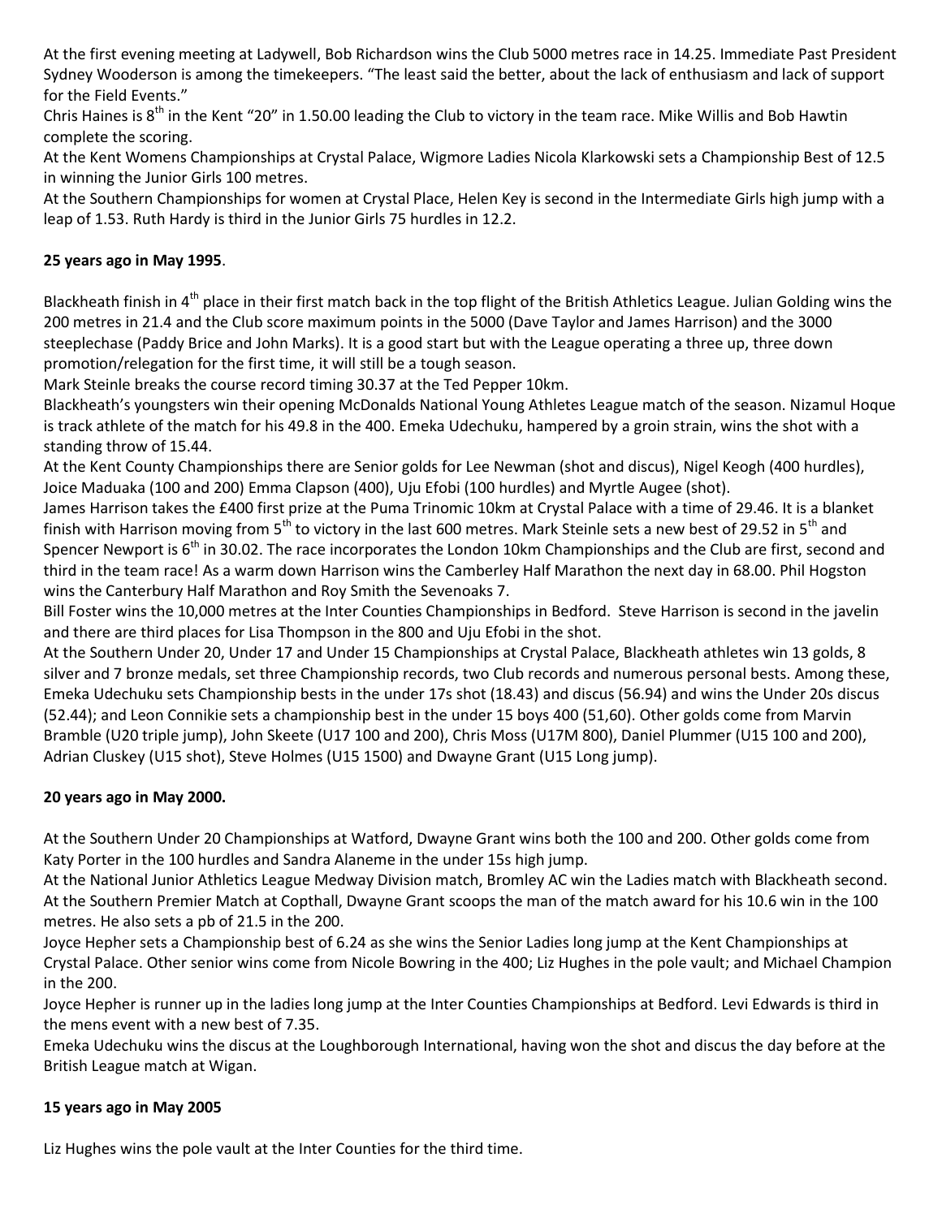At the first evening meeting at Ladywell, Bob Richardson wins the Club 5000 metres race in 14.25. Immediate Past President Sydney Wooderson is among the timekeepers. "The least said the better, about the lack of enthusiasm and lack of support for the Field Events."

Chris Haines is 8th in the Kent "20" in 1.50.00 leading the Club to victory in the team race. Mike Willis and Bob Hawtin complete the scoring.

At the Kent Womens Championships at Crystal Palace, Wigmore Ladies Nicola Klarkowski sets a Championship Best of 12.5 in winning the Junior Girls 100 metres.

At the Southern Championships for women at Crystal Place, Helen Key is second in the Intermediate Girls high jump with a leap of 1.53. Ruth Hardy is third in the Junior Girls 75 hurdles in 12.2.

**25 years ago in May 1995**.

Blackheath finish in 4th place in their first match back in the top flight of the British Athletics League. Julian Golding wins the 200 metres in 21.4 and the Club score maximum points in the 5000 (Dave Taylor and James Harrison) and the 3000 steeplechase (Paddy Brice and John Marks). It is a good start but with the League operating a three up, three down promotion/relegation for the first time, it will still be a tough season.

Mark Steinle breaks the course record timing 30.37 at the Ted Pepper 10km.

Blackheath's youngsters win their opening McDonalds National Young Athletes League match of the season. Nizamul Hoque is track athlete of the match for his 49.8 in the 400. Emeka Udechuku, hampered by a groin strain, wins the shot with a standing throw of 15.44.

At the Kent County Championships there are Senior golds for Lee Newman (shot and discus), Nigel Keogh (400 hurdles), Joice Maduaka (100 and 200) Emma Clapson (400), Uju Efobi (100 hurdles) and Myrtle Augee (shot).

James Harrison takes the £400 first prize at the Puma Trinomic 10km at Crystal Palace with a time of 29.46. It is a blanket finish with Harrison moving from 5th to victory in the last 600 metres. Mark Steinle sets a new best of 29.52 in 5th and Spencer Newport is 6th in 30.02. The race incorporates the London 10km Championships and the Club are first, second and third in the team race! As a warm down Harrison wins the Camberley Half Marathon the next day in 68.00. Phil Hogston wins the Canterbury Half Marathon and Roy Smith the Sevenoaks 7.

Bill Foster wins the 10,000 metres at the Inter Counties Championships in Bedford. Steve Harrison is second in the javelin and there are third places for Lisa Thompson in the 800 and Uju Efobi in the shot.

At the Southern Under 20, Under 17 and Under 15 Championships at Crystal Palace, Blackheath athletes win 13 golds, 8 silver and 7 bronze medals, set three Championship records, two Club records and numerous personal bests. Among these, Emeka Udechuku sets Championship bests in the under 17s shot (18.43) and discus (56.94) and wins the Under 20s discus (52.44); and Leon Connikie sets a championship best in the under 15 boys 400 (51,60). Other golds come from Marvin Bramble (U20 triple jump), John Skeete (U17 100 and 200), Chris Moss (U17M 800), Daniel Plummer (U15 100 and 200), Adrian Cluskey (U15 shot), Steve Holmes (U15 1500) and Dwayne Grant (U15 Long jump).

**20 years ago in May 2000.**

At the Southern Under 20 Championships at Watford, Dwayne Grant wins both the 100 and 200. Other golds come from Katy Porter in the 100 hurdles and Sandra Alaneme in the under 15s high jump.

At the National Junior Athletics League Medway Division match, Bromley AC win the Ladies match with Blackheath second.

At the Southern Premier Match at Copthall, Dwayne Grant scoops the man of the match award for his 10.6 win in the 100 metres. He also sets a pb of 21.5 in the 200.

Joyce Hepher sets a Championship best of 6.24 as she wins the Senior Ladies long jump at the Kent Championships at Crystal Palace. Other senior wins come from Nicole Bowring in the 400; Liz Hughes in the pole vault; and Michael Champion in the 200.

Joyce Hepher is runner up in the ladies long jump at the Inter Counties Championships at Bedford. Levi Edwards is third in the mens event with a new best of 7.35.

Emeka Udechuku wins the discus at the Loughborough International, having won the shot and discus the day before at the British League match at Wigan.

**15 years ago in May 2005**

Liz Hughes wins the pole vault at the Inter Counties for the third time.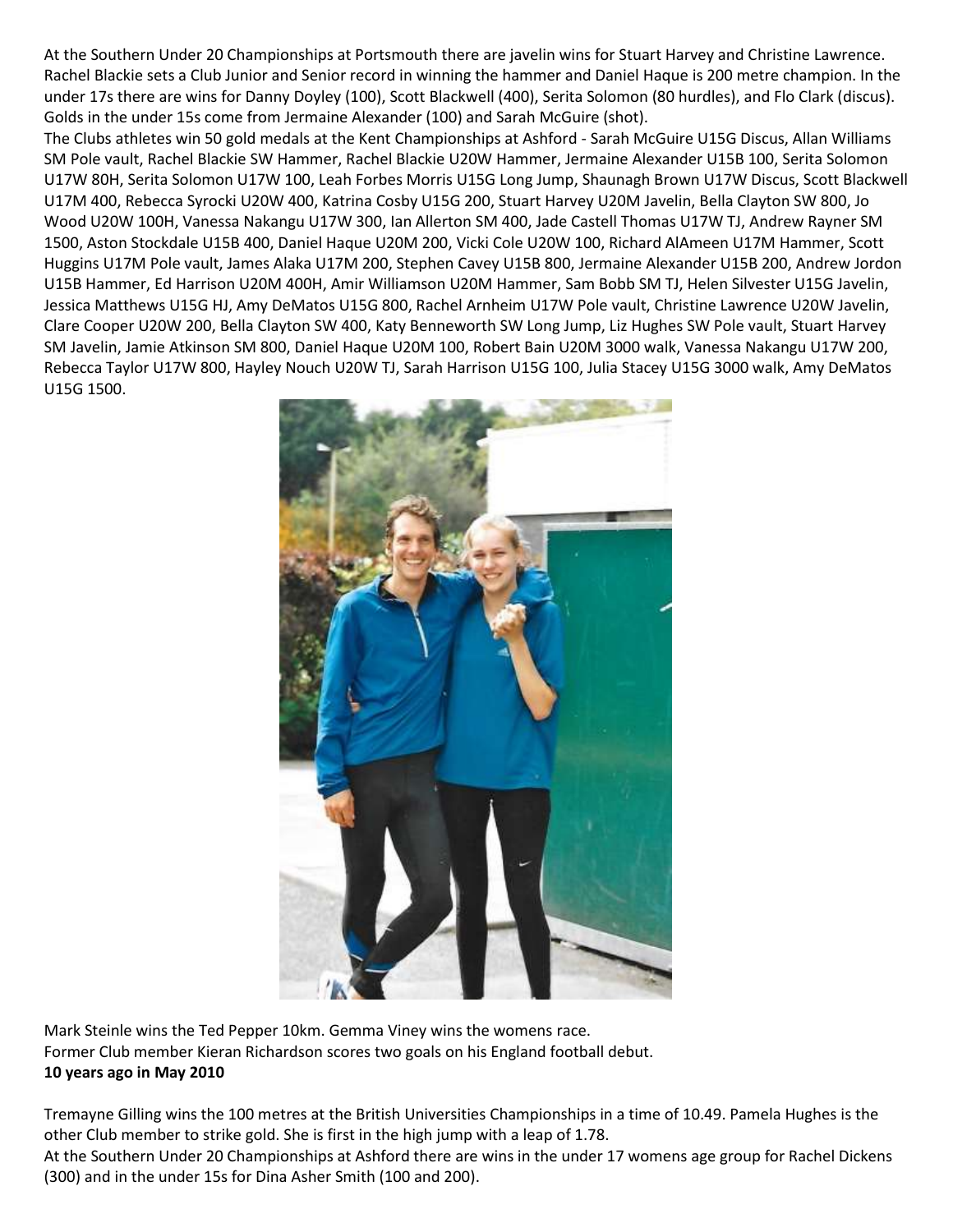At the Southern Under 20 Championships at Portsmouth there are javelin wins for Stuart Harvey and Christine Lawrence. Rachel Blackie sets a Club Junior and Senior record in winning the hammer and Daniel Haque is 200 metre champion. In the under 17s there are wins for Danny Doyley (100), Scott Blackwell (400), Serita Solomon (80 hurdles), and Flo Clark (discus). Golds in the under 15s come from Jermaine Alexander (100) and Sarah McGuire (shot).

The Clubs athletes win 50 gold medals at the Kent Championships at Ashford - Sarah McGuire U15G Discus, Allan Williams SM Pole vault, Rachel Blackie SW Hammer, Rachel Blackie U20W Hammer, Jermaine Alexander U15B 100, Serita Solomon U17W 80H, Serita Solomon U17W 100, Leah Forbes Morris U15G Long Jump, Shaunagh Brown U17W Discus, Scott Blackwell U17M 400, Rebecca Syrocki U20W 400, Katrina Cosby U15G 200, Stuart Harvey U20M Javelin, Bella Clayton SW 800, Jo Wood U20W 100H, Vanessa Nakangu U17W 300, Ian Allerton SM 400, Jade Castell Thomas U17W TJ, Andrew Rayner SM 1500, Aston Stockdale U15B 400, Daniel Haque U20M 200, Vicki Cole U20W 100, Richard AlAmeen U17M Hammer, Scott Huggins U17M Pole vault, James Alaka U17M 200, Stephen Cavey U15B 800, Jermaine Alexander U15B 200, Andrew Jordon U15B Hammer, Ed Harrison U20M 400H, Amir Williamson U20M Hammer, Sam Bobb SM TJ, Helen Silvester U15G Javelin, Jessica Matthews U15G HJ, Amy DeMatos U15G 800, Rachel Arnheim U17W Pole vault, Christine Lawrence U20W Javelin, Clare Cooper U20W 200, Bella Clayton SW 400, Katy Benneworth SW Long Jump, Liz Hughes SW Pole vault, Stuart Harvey SM Javelin, Jamie Atkinson SM 800, Daniel Haque U20M 100, Robert Bain U20M 3000 walk, Vanessa Nakangu U17W 200, Rebecca Taylor U17W 800, Hayley Nouch U20W TJ, Sarah Harrison U15G 100, Julia Stacey U15G 3000 walk, Amy DeMatos U15G 1500.

Mark Steinle wins the Ted Pepper 10km. Gemma Viney wins the womens race.

Former Club member Kieran Richardson scores two goals on his England football debut.

**10 years ago in May 2010**

Tremayne Gilling wins the 100 metres at the British Universities Championships in a time of 10.49. Pamela Hughes is the other Club member to strike gold. She is first in the high jump with a leap of 1.78.

At the Southern Under 20 Championships at Ashford there are wins in the under 17 womens age group for Rachel Dickens (300) and in the under 15s for Dina Asher Smith (100 and 200).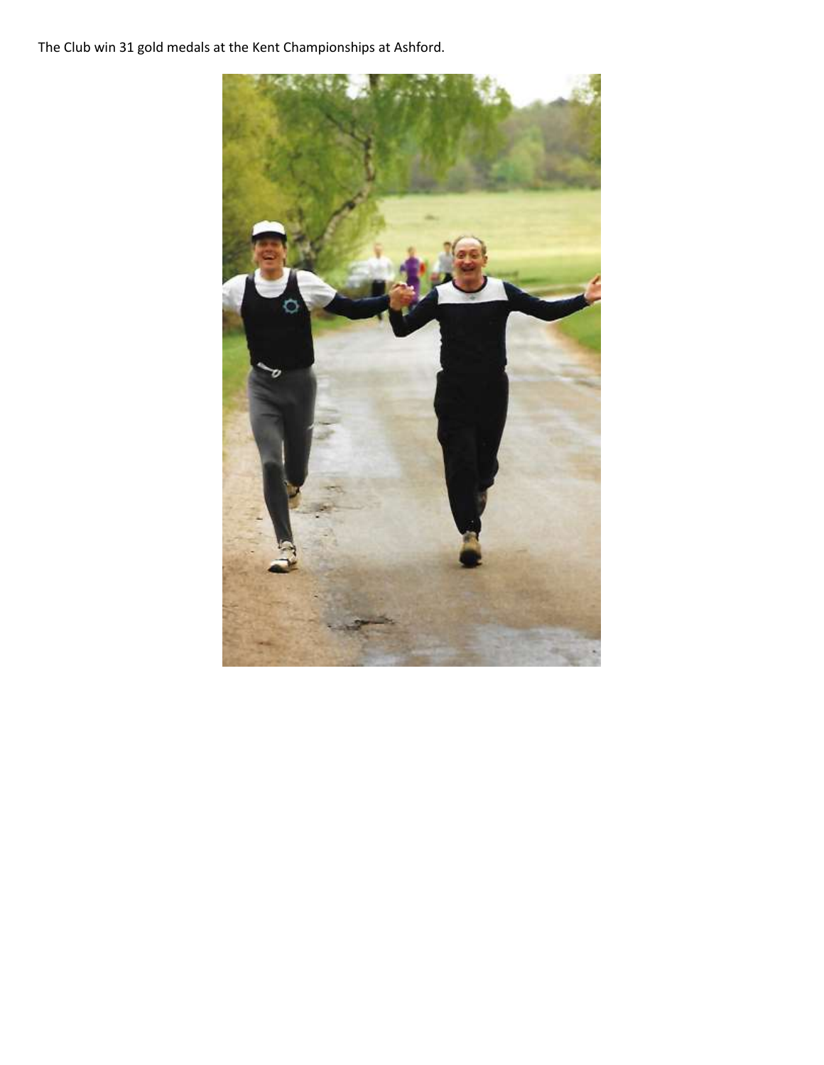The Club win 31 gold medals at the Kent Championships at Ashford.